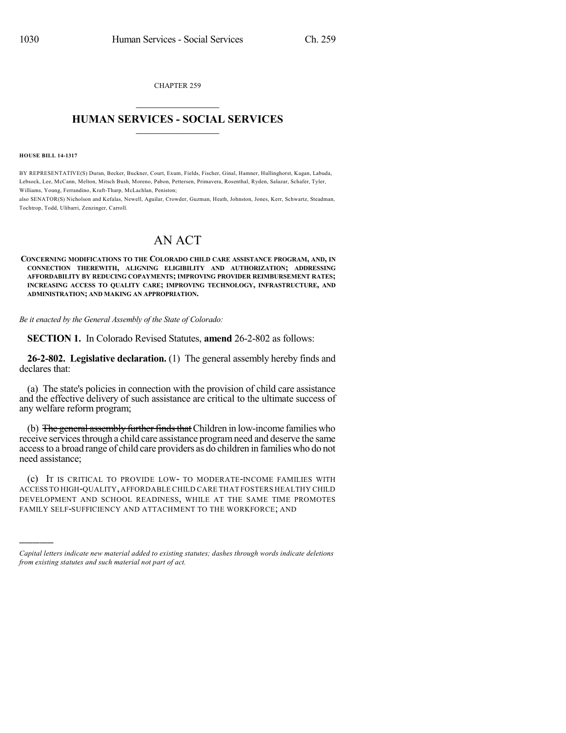CHAPTER 259

# HUMAN SERVICES - SOCIAL SERVICES

**HOUSE BILL 14-1317**

BY REPRESENTATIVE(S) Duran, Becker, Buckner, Court, Exum, Fields, Fischer, Ginal, Hamner, Hullinghorst, Kagan, Labuda, Lebsock, Lee, McCann, Melton, Mitsch Bush, Moreno, Pabon, Pettersen, Primavera, Rosenthal, Ryden, Salazar, Schafer, Tyler, Williams, Young, Ferrandino, Kraft-Tharp, McLachlan, Peniston;
also SENATOR(S) Nicholson and Kefalas, Newell, Aguilar, Crowder, Guzman, Heath, Johnston, Jones, Kerr, Schwartz, Steadman, Tochtrop, Todd, Ulibarri, Zenzinger, Carroll.

# AN ACT

**CONCERNING MODIFICATIONS TO THE COLORADO CHILD CARE ASSISTANCE PROGRAM, AND, IN CONNECTION THEREWITH, ALIGNING ELIGIBILITY AND AUTHORIZATION; ADDRESSING AFFORDABILITY BY REDUCING COPAYMENTS; IMPROVING PROVIDER REIMBURSEMENT RATES; INCREASING ACCESS TO QUALITY CARE; IMPROVING TECHNOLOGY, INFRASTRUCTURE, AND ADMINISTRATION; AND MAKING AN APPROPRIATION.**

*Be it enacted by the General Assembly of the State of Colorado:*

**SECTION 1.** In Colorado Revised Statutes, **amend** 26-2-802 as follows:

**26-2-802. Legislative declaration.** (1) The general assembly hereby finds and declares that:

(a) The state's policies in connection with the provision of child care assistance and the effective delivery of such assistance are critical to the ultimate success of any welfare reform program;

(b) ~~The general assembly further finds that~~ Children in low-income families who receive services through a child care assistance program need and deserve the same access to a broad range of child care providers as do children in families who do not need assistance;

(c) IT IS CRITICAL TO PROVIDE LOW- TO MODERATE-INCOME FAMILIES WITH ACCESS TO HIGH-QUALITY, AFFORDABLE CHILD CARE THAT FOSTERS HEALTHY CHILD DEVELOPMENT AND SCHOOL READINESS, WHILE AT THE SAME TIME PROMOTES FAMILY SELF-SUFFICIENCY AND ATTACHMENT TO THE WORKFORCE; AND

————

*Capital letters indicate new material added to existing statutes; dashes through words indicate deletions from existing statutes and such material not part of act.*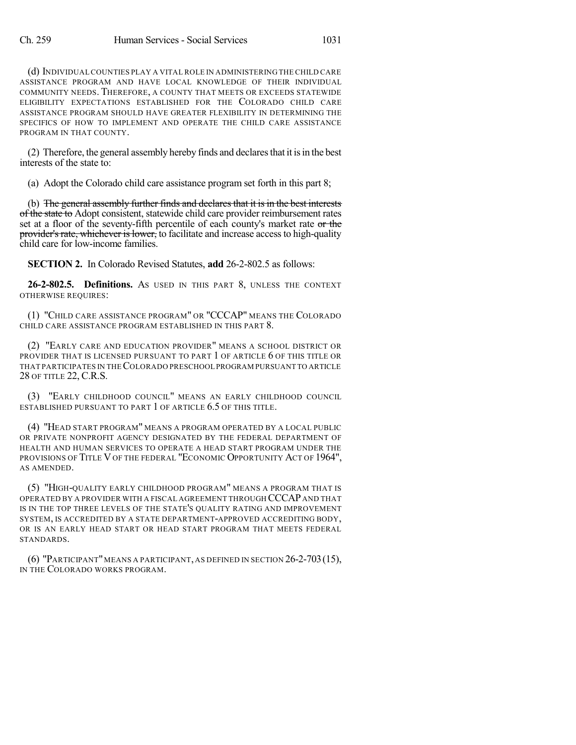(d) INDIVIDUAL COUNTIES PLAY A VITAL ROLE IN ADMINISTERING THE CHILD CARE ASSISTANCE PROGRAM AND HAVE LOCAL KNOWLEDGE OF THEIR INDIVIDUAL COMMUNITY NEEDS. THEREFORE, A COUNTY THAT MEETS OR EXCEEDS STATEWIDE ELIGIBILITY EXPECTATIONS ESTABLISHED FOR THE COLORADO CHILD CARE ASSISTANCE PROGRAM SHOULD HAVE GREATER FLEXIBILITY IN DETERMINING THE SPECIFICS OF HOW TO IMPLEMENT AND OPERATE THE CHILD CARE ASSISTANCE PROGRAM IN THAT COUNTY.

(2) Therefore, the general assembly hereby finds and declares that it is in the best interests of the state to:

(a) Adopt the Colorado child care assistance program set forth in this part 8;

(b) ~~The general assembly further finds and declares that it is in the best interests of the state to~~ Adopt consistent, statewide child care provider reimbursement rates set at a floor of the seventy-fifth percentile of each county's market rate ~~or the provider's rate, whichever is lower,~~ to facilitate and increase access to high-quality child care for low-income families.

**SECTION 2.** In Colorado Revised Statutes, **add** 26-2-802.5 as follows:

**26-2-802.5. Definitions.** AS USED IN THIS PART 8, UNLESS THE CONTEXT OTHERWISE REQUIRES:

(1) "CHILD CARE ASSISTANCE PROGRAM" OR "CCCAP" MEANS THE COLORADO CHILD CARE ASSISTANCE PROGRAM ESTABLISHED IN THIS PART 8.

(2) "EARLY CARE AND EDUCATION PROVIDER" MEANS A SCHOOL DISTRICT OR PROVIDER THAT IS LICENSED PURSUANT TO PART 1 OF ARTICLE 6 OF THIS TITLE OR THAT PARTICIPATES IN THE COLORADO PRESCHOOL PROGRAM PURSUANT TO ARTICLE 28 OF TITLE 22, C.R.S.

(3) "EARLY CHILDHOOD COUNCIL" MEANS AN EARLY CHILDHOOD COUNCIL ESTABLISHED PURSUANT TO PART 1 OF ARTICLE 6.5 OF THIS TITLE.

(4) "HEAD START PROGRAM" MEANS A PROGRAM OPERATED BY A LOCAL PUBLIC OR PRIVATE NONPROFIT AGENCY DESIGNATED BY THE FEDERAL DEPARTMENT OF HEALTH AND HUMAN SERVICES TO OPERATE A HEAD START PROGRAM UNDER THE PROVISIONS OF TITLE V OF THE FEDERAL "ECONOMIC OPPORTUNITY ACT OF 1964", AS AMENDED.

(5) "HIGH-QUALITY EARLY CHILDHOOD PROGRAM" MEANS A PROGRAM THAT IS OPERATED BY A PROVIDER WITH A FISCAL AGREEMENT THROUGH CCCAP AND THAT IS IN THE TOP THREE LEVELS OF THE STATE'S QUALITY RATING AND IMPROVEMENT SYSTEM, IS ACCREDITED BY A STATE DEPARTMENT-APPROVED ACCREDITING BODY, OR IS AN EARLY HEAD START OR HEAD START PROGRAM THAT MEETS FEDERAL STANDARDS.

(6) "PARTICIPANT" MEANS A PARTICIPANT, AS DEFINED IN SECTION 26-2-703 (15), IN THE COLORADO WORKS PROGRAM.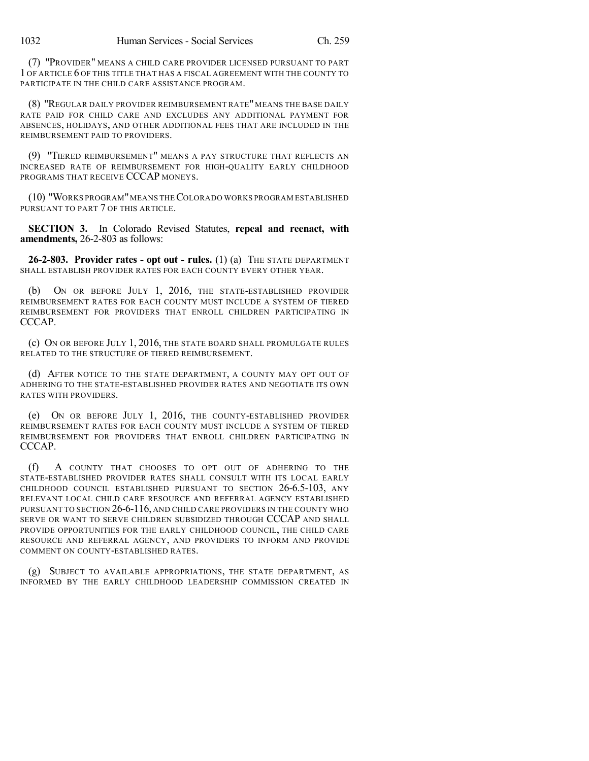(7) "PROVIDER" MEANS A CHILD CARE PROVIDER LICENSED PURSUANT TO PART 1 OF ARTICLE 6 OF THIS TITLE THAT HAS A FISCAL AGREEMENT WITH THE COUNTY TO PARTICIPATE IN THE CHILD CARE ASSISTANCE PROGRAM.

(8) "REGULAR DAILY PROVIDER REIMBURSEMENT RATE" MEANS THE BASE DAILY RATE PAID FOR CHILD CARE AND EXCLUDES ANY ADDITIONAL PAYMENT FOR ABSENCES, HOLIDAYS, AND OTHER ADDITIONAL FEES THAT ARE INCLUDED IN THE REIMBURSEMENT PAID TO PROVIDERS.

(9) "TIERED REIMBURSEMENT" MEANS A PAY STRUCTURE THAT REFLECTS AN INCREASED RATE OF REIMBURSEMENT FOR HIGH-QUALITY EARLY CHILDHOOD PROGRAMS THAT RECEIVE CCCAP MONEYS.

(10) "WORKS PROGRAM" MEANS THE COLORADO WORKS PROGRAM ESTABLISHED PURSUANT TO PART 7 OF THIS ARTICLE.

**SECTION 3.** In Colorado Revised Statutes, **repeal and reenact, with amendments,** 26-2-803 as follows:

**26-2-803. Provider rates - opt out - rules.** (1) (a) THE STATE DEPARTMENT SHALL ESTABLISH PROVIDER RATES FOR EACH COUNTY EVERY OTHER YEAR.

(b) ON OR BEFORE JULY 1, 2016, THE STATE-ESTABLISHED PROVIDER REIMBURSEMENT RATES FOR EACH COUNTY MUST INCLUDE A SYSTEM OF TIERED REIMBURSEMENT FOR PROVIDERS THAT ENROLL CHILDREN PARTICIPATING IN CCCAP.

(c) ON OR BEFORE JULY 1, 2016, THE STATE BOARD SHALL PROMULGATE RULES RELATED TO THE STRUCTURE OF TIERED REIMBURSEMENT.

(d) AFTER NOTICE TO THE STATE DEPARTMENT, A COUNTY MAY OPT OUT OF ADHERING TO THE STATE-ESTABLISHED PROVIDER RATES AND NEGOTIATE ITS OWN RATES WITH PROVIDERS.

(e) ON OR BEFORE JULY 1, 2016, THE COUNTY-ESTABLISHED PROVIDER REIMBURSEMENT RATES FOR EACH COUNTY MUST INCLUDE A SYSTEM OF TIERED REIMBURSEMENT FOR PROVIDERS THAT ENROLL CHILDREN PARTICIPATING IN CCCAP.

(f) A COUNTY THAT CHOOSES TO OPT OUT OF ADHERING TO THE STATE-ESTABLISHED PROVIDER RATES SHALL CONSULT WITH ITS LOCAL EARLY CHILDHOOD COUNCIL ESTABLISHED PURSUANT TO SECTION 26-6.5-103, ANY RELEVANT LOCAL CHILD CARE RESOURCE AND REFERRAL AGENCY ESTABLISHED PURSUANT TO SECTION 26-6-116, AND CHILD CARE PROVIDERS IN THE COUNTY WHO SERVE OR WANT TO SERVE CHILDREN SUBSIDIZED THROUGH CCCAP AND SHALL PROVIDE OPPORTUNITIES FOR THE EARLY CHILDHOOD COUNCIL, THE CHILD CARE RESOURCE AND REFERRAL AGENCY, AND PROVIDERS TO INFORM AND PROVIDE COMMENT ON COUNTY-ESTABLISHED RATES.

(g) SUBJECT TO AVAILABLE APPROPRIATIONS, THE STATE DEPARTMENT, AS INFORMED BY THE EARLY CHILDHOOD LEADERSHIP COMMISSION CREATED IN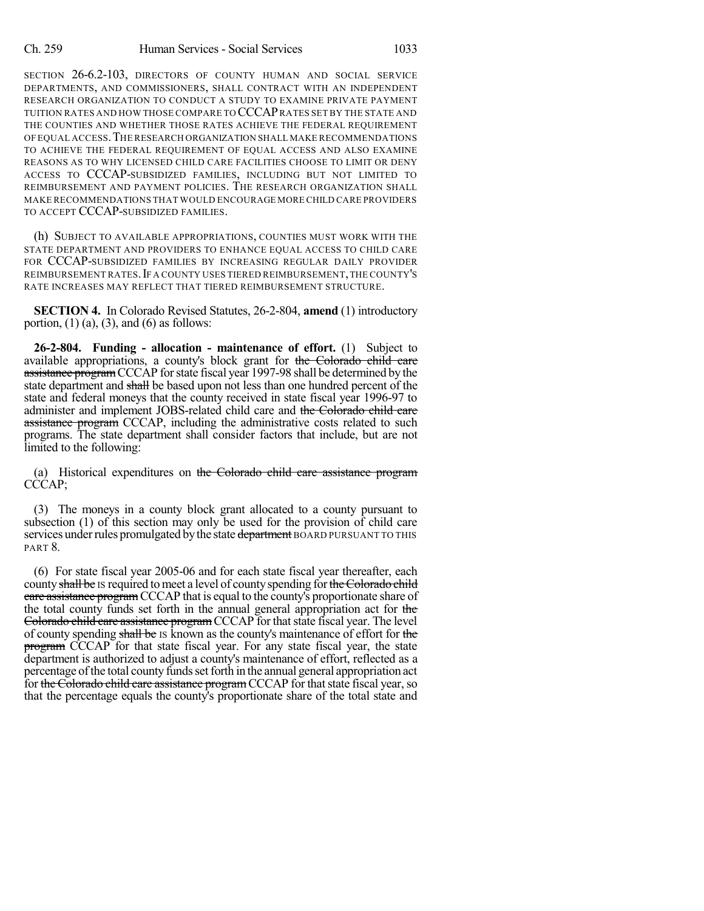SECTION 26-6.2-103, DIRECTORS OF COUNTY HUMAN AND SOCIAL SERVICE DEPARTMENTS, AND COMMISSIONERS, SHALL CONTRACT WITH AN INDEPENDENT RESEARCH ORGANIZATION TO CONDUCT A STUDY TO EXAMINE PRIVATE PAYMENT TUITION RATES AND HOW THOSE COMPARE TO CCCAP RATES SET BY THE STATE AND THE COUNTIES AND WHETHER THOSE RATES ACHIEVE THE FEDERAL REQUIREMENT OF EQUAL ACCESS. THE RESEARCH ORGANIZATION SHALL MAKE RECOMMENDATIONS TO ACHIEVE THE FEDERAL REQUIREMENT OF EQUAL ACCESS AND ALSO EXAMINE REASONS AS TO WHY LICENSED CHILD CARE FACILITIES CHOOSE TO LIMIT OR DENY ACCESS TO CCCAP-SUBSIDIZED FAMILIES, INCLUDING BUT NOT LIMITED TO REIMBURSEMENT AND PAYMENT POLICIES. THE RESEARCH ORGANIZATION SHALL MAKE RECOMMENDATIONS THAT WOULD ENCOURAGE MORE CHILD CARE PROVIDERS TO ACCEPT CCCAP-SUBSIDIZED FAMILIES.

(h) SUBJECT TO AVAILABLE APPROPRIATIONS, COUNTIES MUST WORK WITH THE STATE DEPARTMENT AND PROVIDERS TO ENHANCE EQUAL ACCESS TO CHILD CARE FOR CCCAP-SUBSIDIZED FAMILIES BY INCREASING REGULAR DAILY PROVIDER REIMBURSEMENT RATES. IF A COUNTY USES TIERED REIMBURSEMENT, THE COUNTY'S RATE INCREASES MAY REFLECT THAT TIERED REIMBURSEMENT STRUCTURE.

**SECTION 4.** In Colorado Revised Statutes, 26-2-804, **amend** (1) introductory portion, (1) (a), (3), and (6) as follows:

**26-2-804. Funding - allocation - maintenance of effort.** (1) Subject to available appropriations, a county's block grant for ~~the Colorado child care assistance program~~ CCCAP for state fiscal year 1997-98 shall be determined by the state department and ~~shall~~ be based upon not less than one hundred percent of the state and federal moneys that the county received in state fiscal year 1996-97 to administer and implement JOBS-related child care and ~~the Colorado child care assistance program~~ CCCAP, including the administrative costs related to such programs. The state department shall consider factors that include, but are not limited to the following:

(a) Historical expenditures on ~~the Colorado child care assistance program~~ CCCAP;

(3) The moneys in a county block grant allocated to a county pursuant to subsection (1) of this section may only be used for the provision of child care services under rules promulgated by the state ~~department~~ BOARD PURSUANT TO THIS PART 8.

(6) For state fiscal year 2005-06 and for each state fiscal year thereafter, each county ~~shall be~~ IS required to meet a level of county spending for ~~the Colorado child care assistance program~~ CCCAP that is equal to the county's proportionate share of the total county funds set forth in the annual general appropriation act for ~~the Colorado child care assistance program~~ CCCAP for that state fiscal year. The level of county spending ~~shall be~~ IS known as the county's maintenance of effort for ~~the program~~ CCCAP for that state fiscal year. For any state fiscal year, the state department is authorized to adjust a county's maintenance of effort, reflected as a percentage of the total county funds set forth in the annual general appropriation act for ~~the Colorado child care assistance program~~ CCCAP for that state fiscal year, so that the percentage equals the county's proportionate share of the total state and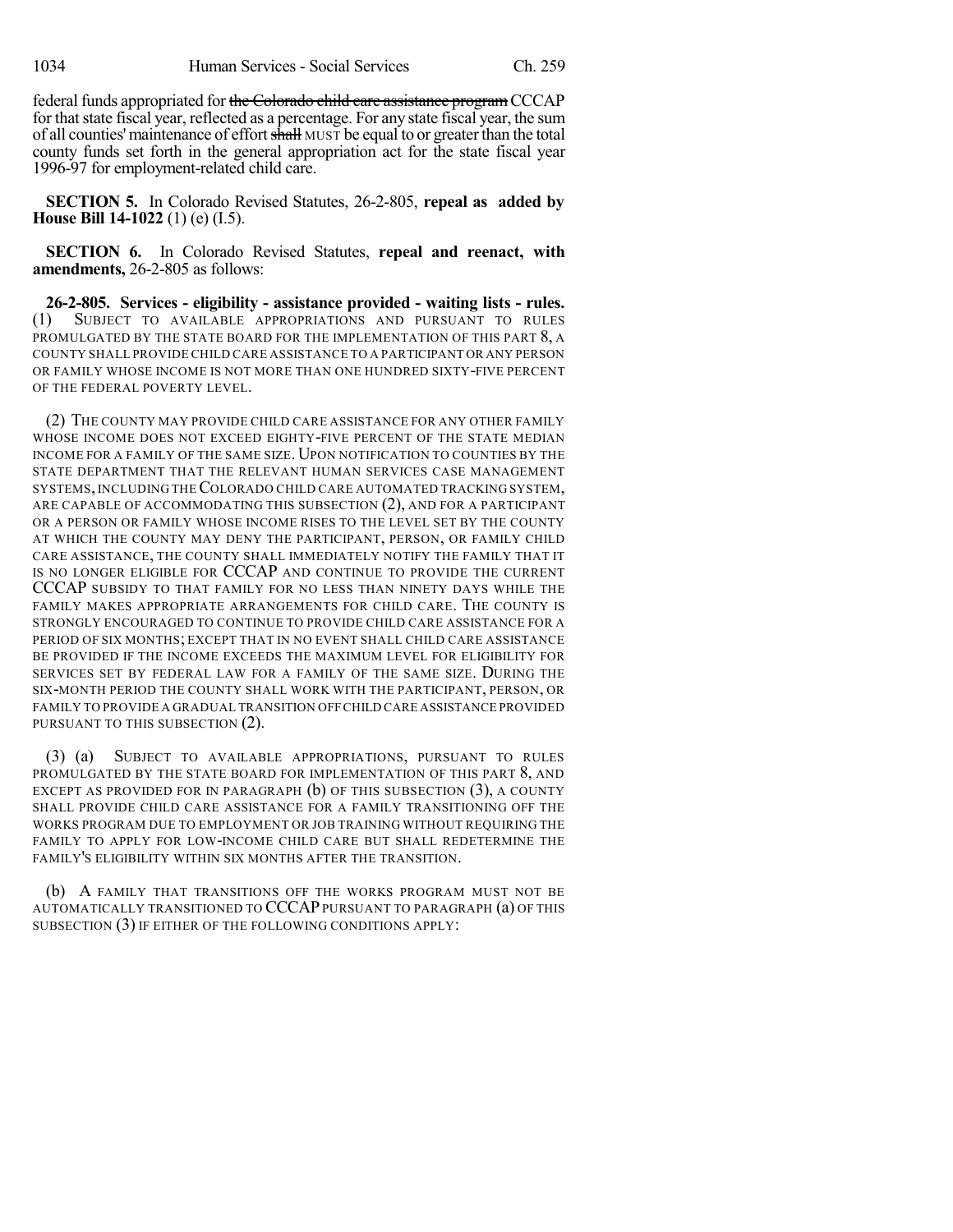federal funds appropriated for ~~the Colorado child care assistance program~~ CCCAP for that state fiscal year, reflected as a percentage. For any state fiscal year, the sum of all counties' maintenance of effort ~~shall~~ MUST be equal to or greater than the total county funds set forth in the general appropriation act for the state fiscal year 1996-97 for employment-related child care.

**SECTION 5.** In Colorado Revised Statutes, 26-2-805, **repeal as added by House Bill 14-1022** (1) (e) (I.5).

**SECTION 6.** In Colorado Revised Statutes, **repeal and reenact, with amendments,** 26-2-805 as follows:

**26-2-805. Services - eligibility - assistance provided - waiting lists - rules.** (1) SUBJECT TO AVAILABLE APPROPRIATIONS AND PURSUANT TO RULES PROMULGATED BY THE STATE BOARD FOR THE IMPLEMENTATION OF THIS PART 8, A COUNTY SHALL PROVIDE CHILD CARE ASSISTANCE TO A PARTICIPANT OR ANY PERSON OR FAMILY WHOSE INCOME IS NOT MORE THAN ONE HUNDRED SIXTY-FIVE PERCENT OF THE FEDERAL POVERTY LEVEL.

(2) THE COUNTY MAY PROVIDE CHILD CARE ASSISTANCE FOR ANY OTHER FAMILY WHOSE INCOME DOES NOT EXCEED EIGHTY-FIVE PERCENT OF THE STATE MEDIAN INCOME FOR A FAMILY OF THE SAME SIZE. UPON NOTIFICATION TO COUNTIES BY THE STATE DEPARTMENT THAT THE RELEVANT HUMAN SERVICES CASE MANAGEMENT SYSTEMS, INCLUDING THE COLORADO CHILD CARE AUTOMATED TRACKING SYSTEM, ARE CAPABLE OF ACCOMMODATING THIS SUBSECTION (2), AND FOR A PARTICIPANT OR A PERSON OR FAMILY WHOSE INCOME RISES TO THE LEVEL SET BY THE COUNTY AT WHICH THE COUNTY MAY DENY THE PARTICIPANT, PERSON, OR FAMILY CHILD CARE ASSISTANCE, THE COUNTY SHALL IMMEDIATELY NOTIFY THE FAMILY THAT IT IS NO LONGER ELIGIBLE FOR CCCAP AND CONTINUE TO PROVIDE THE CURRENT CCCAP SUBSIDY TO THAT FAMILY FOR NO LESS THAN NINETY DAYS WHILE THE FAMILY MAKES APPROPRIATE ARRANGEMENTS FOR CHILD CARE. THE COUNTY IS STRONGLY ENCOURAGED TO CONTINUE TO PROVIDE CHILD CARE ASSISTANCE FOR A PERIOD OF SIX MONTHS; EXCEPT THAT IN NO EVENT SHALL CHILD CARE ASSISTANCE BE PROVIDED IF THE INCOME EXCEEDS THE MAXIMUM LEVEL FOR ELIGIBILITY FOR SERVICES SET BY FEDERAL LAW FOR A FAMILY OF THE SAME SIZE. DURING THE SIX-MONTH PERIOD THE COUNTY SHALL WORK WITH THE PARTICIPANT, PERSON, OR FAMILY TO PROVIDE A GRADUAL TRANSITION OFF CHILD CARE ASSISTANCE PROVIDED PURSUANT TO THIS SUBSECTION (2).

(3) (a) SUBJECT TO AVAILABLE APPROPRIATIONS, PURSUANT TO RULES PROMULGATED BY THE STATE BOARD FOR IMPLEMENTATION OF THIS PART 8, AND EXCEPT AS PROVIDED FOR IN PARAGRAPH (b) OF THIS SUBSECTION (3), A COUNTY SHALL PROVIDE CHILD CARE ASSISTANCE FOR A FAMILY TRANSITIONING OFF THE WORKS PROGRAM DUE TO EMPLOYMENT OR JOB TRAINING WITHOUT REQUIRING THE FAMILY TO APPLY FOR LOW-INCOME CHILD CARE BUT SHALL REDETERMINE THE FAMILY'S ELIGIBILITY WITHIN SIX MONTHS AFTER THE TRANSITION.

(b) A FAMILY THAT TRANSITIONS OFF THE WORKS PROGRAM MUST NOT BE AUTOMATICALLY TRANSITIONED TO CCCAP PURSUANT TO PARAGRAPH (a) OF THIS SUBSECTION (3) IF EITHER OF THE FOLLOWING CONDITIONS APPLY: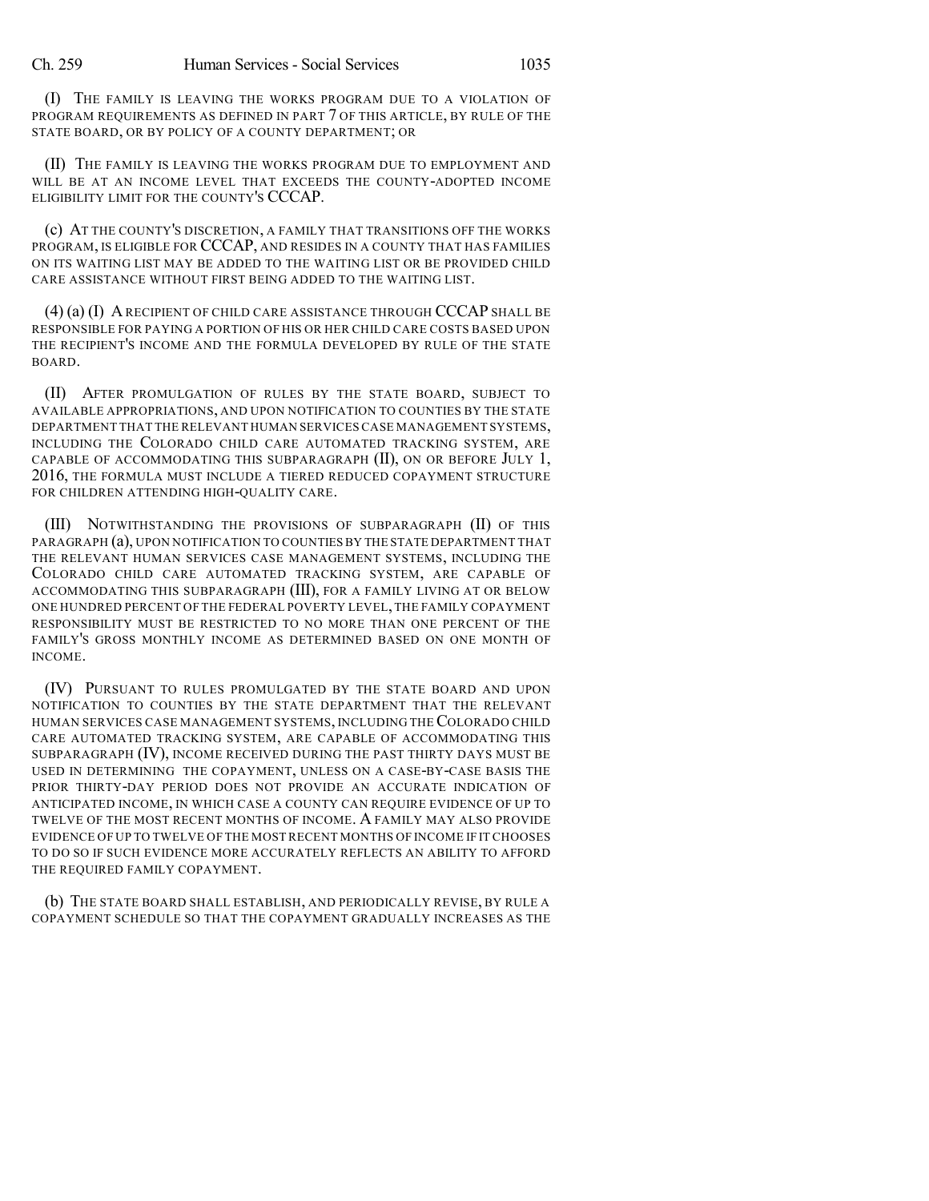(I) THE FAMILY IS LEAVING THE WORKS PROGRAM DUE TO A VIOLATION OF PROGRAM REQUIREMENTS AS DEFINED IN PART 7 OF THIS ARTICLE, BY RULE OF THE STATE BOARD, OR BY POLICY OF A COUNTY DEPARTMENT; OR

(II) THE FAMILY IS LEAVING THE WORKS PROGRAM DUE TO EMPLOYMENT AND WILL BE AT AN INCOME LEVEL THAT EXCEEDS THE COUNTY-ADOPTED INCOME ELIGIBILITY LIMIT FOR THE COUNTY'S CCCAP.

(c) AT THE COUNTY'S DISCRETION, A FAMILY THAT TRANSITIONS OFF THE WORKS PROGRAM, IS ELIGIBLE FOR CCCAP, AND RESIDES IN A COUNTY THAT HAS FAMILIES ON ITS WAITING LIST MAY BE ADDED TO THE WAITING LIST OR BE PROVIDED CHILD CARE ASSISTANCE WITHOUT FIRST BEING ADDED TO THE WAITING LIST.

(4) (a) (I) A RECIPIENT OF CHILD CARE ASSISTANCE THROUGH CCCAP SHALL BE RESPONSIBLE FOR PAYING A PORTION OF HIS OR HER CHILD CARE COSTS BASED UPON THE RECIPIENT'S INCOME AND THE FORMULA DEVELOPED BY RULE OF THE STATE BOARD.

(II) AFTER PROMULGATION OF RULES BY THE STATE BOARD, SUBJECT TO AVAILABLE APPROPRIATIONS, AND UPON NOTIFICATION TO COUNTIES BY THE STATE DEPARTMENT THAT THE RELEVANT HUMAN SERVICES CASE MANAGEMENT SYSTEMS, INCLUDING THE COLORADO CHILD CARE AUTOMATED TRACKING SYSTEM, ARE CAPABLE OF ACCOMMODATING THIS SUBPARAGRAPH (II), ON OR BEFORE JULY 1, 2016, THE FORMULA MUST INCLUDE A TIERED REDUCED COPAYMENT STRUCTURE FOR CHILDREN ATTENDING HIGH-QUALITY CARE.

(III) NOTWITHSTANDING THE PROVISIONS OF SUBPARAGRAPH (II) OF THIS PARAGRAPH (a), UPON NOTIFICATION TO COUNTIES BY THE STATE DEPARTMENT THAT THE RELEVANT HUMAN SERVICES CASE MANAGEMENT SYSTEMS, INCLUDING THE COLORADO CHILD CARE AUTOMATED TRACKING SYSTEM, ARE CAPABLE OF ACCOMMODATING THIS SUBPARAGRAPH (III), FOR A FAMILY LIVING AT OR BELOW ONE HUNDRED PERCENT OF THE FEDERAL POVERTY LEVEL, THE FAMILY COPAYMENT RESPONSIBILITY MUST BE RESTRICTED TO NO MORE THAN ONE PERCENT OF THE FAMILY'S GROSS MONTHLY INCOME AS DETERMINED BASED ON ONE MONTH OF INCOME.

(IV) PURSUANT TO RULES PROMULGATED BY THE STATE BOARD AND UPON NOTIFICATION TO COUNTIES BY THE STATE DEPARTMENT THAT THE RELEVANT HUMAN SERVICES CASE MANAGEMENT SYSTEMS, INCLUDING THE COLORADO CHILD CARE AUTOMATED TRACKING SYSTEM, ARE CAPABLE OF ACCOMMODATING THIS SUBPARAGRAPH (IV), INCOME RECEIVED DURING THE PAST THIRTY DAYS MUST BE USED IN DETERMINING THE COPAYMENT, UNLESS ON A CASE-BY-CASE BASIS THE PRIOR THIRTY-DAY PERIOD DOES NOT PROVIDE AN ACCURATE INDICATION OF ANTICIPATED INCOME, IN WHICH CASE A COUNTY CAN REQUIRE EVIDENCE OF UP TO TWELVE OF THE MOST RECENT MONTHS OF INCOME. A FAMILY MAY ALSO PROVIDE EVIDENCE OF UP TO TWELVE OF THE MOST RECENT MONTHS OF INCOME IF IT CHOOSES TO DO SO IF SUCH EVIDENCE MORE ACCURATELY REFLECTS AN ABILITY TO AFFORD THE REQUIRED FAMILY COPAYMENT.

(b) THE STATE BOARD SHALL ESTABLISH, AND PERIODICALLY REVISE, BY RULE A COPAYMENT SCHEDULE SO THAT THE COPAYMENT GRADUALLY INCREASES AS THE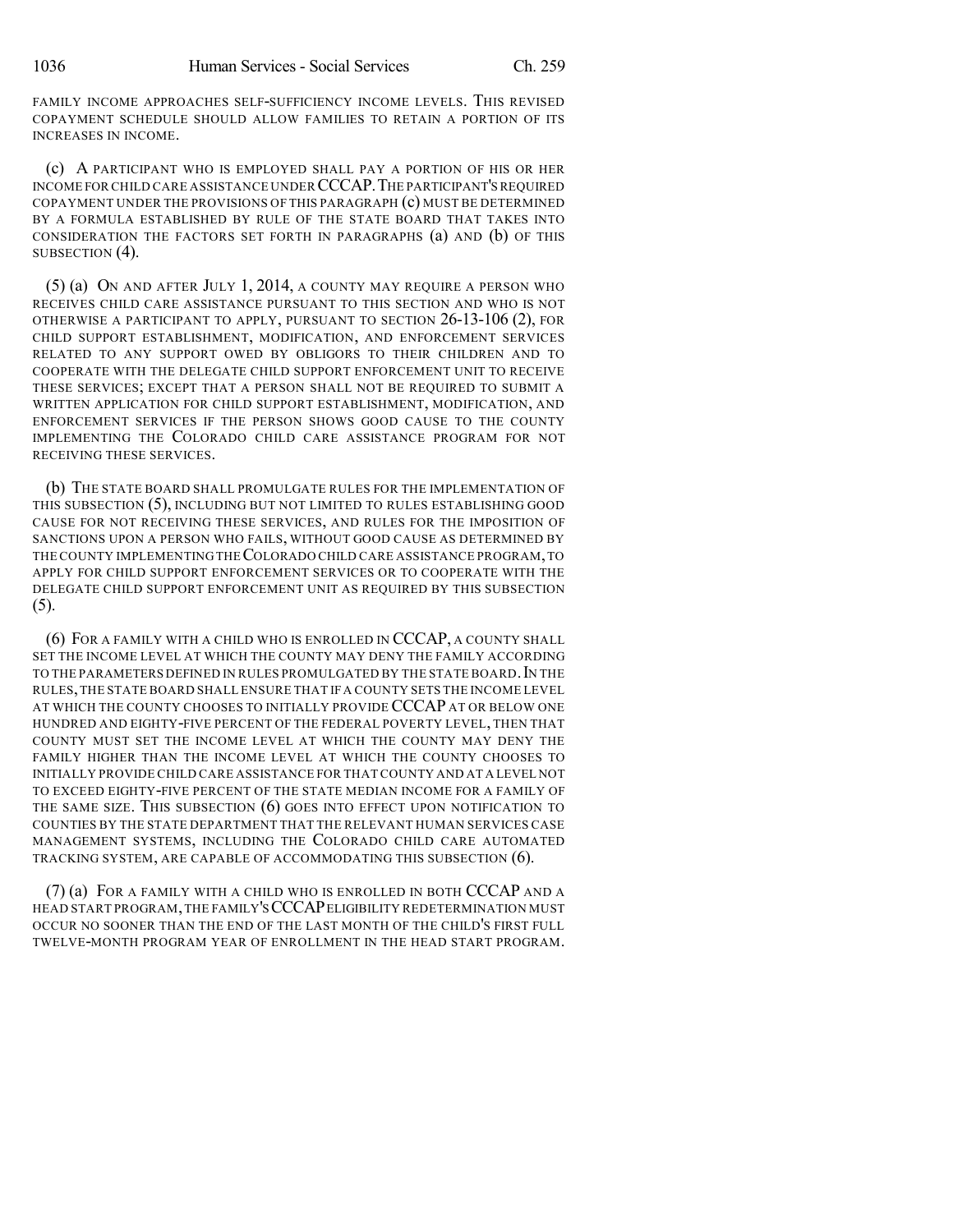FAMILY INCOME APPROACHES SELF-SUFFICIENCY INCOME LEVELS. THIS REVISED COPAYMENT SCHEDULE SHOULD ALLOW FAMILIES TO RETAIN A PORTION OF ITS INCREASES IN INCOME.

(c) A PARTICIPANT WHO IS EMPLOYED SHALL PAY A PORTION OF HIS OR HER INCOME FOR CHILD CARE ASSISTANCE UNDER CCCAP. THE PARTICIPANT'S REQUIRED COPAYMENT UNDER THE PROVISIONS OF THIS PARAGRAPH (c) MUST BE DETERMINED BY A FORMULA ESTABLISHED BY RULE OF THE STATE BOARD THAT TAKES INTO CONSIDERATION THE FACTORS SET FORTH IN PARAGRAPHS (a) AND (b) OF THIS SUBSECTION (4).

(5) (a) ON AND AFTER JULY 1, 2014, A COUNTY MAY REQUIRE A PERSON WHO RECEIVES CHILD CARE ASSISTANCE PURSUANT TO THIS SECTION AND WHO IS NOT OTHERWISE A PARTICIPANT TO APPLY, PURSUANT TO SECTION 26-13-106 (2), FOR CHILD SUPPORT ESTABLISHMENT, MODIFICATION, AND ENFORCEMENT SERVICES RELATED TO ANY SUPPORT OWED BY OBLIGORS TO THEIR CHILDREN AND TO COOPERATE WITH THE DELEGATE CHILD SUPPORT ENFORCEMENT UNIT TO RECEIVE THESE SERVICES; EXCEPT THAT A PERSON SHALL NOT BE REQUIRED TO SUBMIT A WRITTEN APPLICATION FOR CHILD SUPPORT ESTABLISHMENT, MODIFICATION, AND ENFORCEMENT SERVICES IF THE PERSON SHOWS GOOD CAUSE TO THE COUNTY IMPLEMENTING THE COLORADO CHILD CARE ASSISTANCE PROGRAM FOR NOT RECEIVING THESE SERVICES.

(b) THE STATE BOARD SHALL PROMULGATE RULES FOR THE IMPLEMENTATION OF THIS SUBSECTION (5), INCLUDING BUT NOT LIMITED TO RULES ESTABLISHING GOOD CAUSE FOR NOT RECEIVING THESE SERVICES, AND RULES FOR THE IMPOSITION OF SANCTIONS UPON A PERSON WHO FAILS, WITHOUT GOOD CAUSE AS DETERMINED BY THE COUNTY IMPLEMENTING THE COLORADO CHILD CARE ASSISTANCE PROGRAM, TO APPLY FOR CHILD SUPPORT ENFORCEMENT SERVICES OR TO COOPERATE WITH THE DELEGATE CHILD SUPPORT ENFORCEMENT UNIT AS REQUIRED BY THIS SUBSECTION (5).

(6) FOR A FAMILY WITH A CHILD WHO IS ENROLLED IN CCCAP, A COUNTY SHALL SET THE INCOME LEVEL AT WHICH THE COUNTY MAY DENY THE FAMILY ACCORDING TO THE PARAMETERS DEFINED IN RULES PROMULGATED BY THE STATE BOARD. IN THE RULES, THE STATE BOARD SHALL ENSURE THAT IF A COUNTY SETS THE INCOME LEVEL AT WHICH THE COUNTY CHOOSES TO INITIALLY PROVIDE CCCAP AT OR BELOW ONE HUNDRED AND EIGHTY-FIVE PERCENT OF THE FEDERAL POVERTY LEVEL, THEN THAT COUNTY MUST SET THE INCOME LEVEL AT WHICH THE COUNTY MAY DENY THE FAMILY HIGHER THAN THE INCOME LEVEL AT WHICH THE COUNTY CHOOSES TO INITIALLY PROVIDE CHILD CARE ASSISTANCE FOR THAT COUNTY AND AT A LEVEL NOT TO EXCEED EIGHTY-FIVE PERCENT OF THE STATE MEDIAN INCOME FOR A FAMILY OF THE SAME SIZE. THIS SUBSECTION (6) GOES INTO EFFECT UPON NOTIFICATION TO COUNTIES BY THE STATE DEPARTMENT THAT THE RELEVANT HUMAN SERVICES CASE MANAGEMENT SYSTEMS, INCLUDING THE COLORADO CHILD CARE AUTOMATED TRACKING SYSTEM, ARE CAPABLE OF ACCOMMODATING THIS SUBSECTION (6).

(7) (a) FOR A FAMILY WITH A CHILD WHO IS ENROLLED IN BOTH CCCAP AND A HEAD START PROGRAM, THE FAMILY'S CCCAP ELIGIBILITY REDETERMINATION MUST OCCUR NO SOONER THAN THE END OF THE LAST MONTH OF THE CHILD'S FIRST FULL TWELVE-MONTH PROGRAM YEAR OF ENROLLMENT IN THE HEAD START PROGRAM.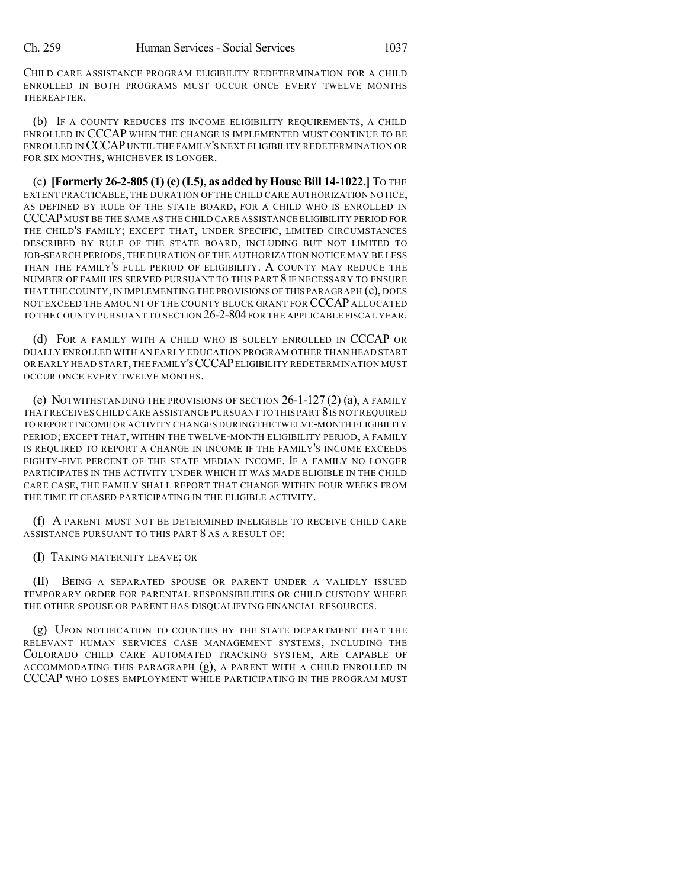CHILD CARE ASSISTANCE PROGRAM ELIGIBILITY REDETERMINATION FOR A CHILD ENROLLED IN BOTH PROGRAMS MUST OCCUR ONCE EVERY TWELVE MONTHS THEREAFTER.

(b) IF A COUNTY REDUCES ITS INCOME ELIGIBILITY REQUIREMENTS, A CHILD ENROLLED IN CCCAP WHEN THE CHANGE IS IMPLEMENTED MUST CONTINUE TO BE ENROLLED IN CCCAP UNTIL THE FAMILY'S NEXT ELIGIBILITY REDETERMINATION OR FOR SIX MONTHS, WHICHEVER IS LONGER.

(c) **[Formerly 26-2-805 (1) (e) (I.5), as added by House Bill 14-1022.]** TO THE EXTENT PRACTICABLE, THE DURATION OF THE CHILD CARE AUTHORIZATION NOTICE, AS DEFINED BY RULE OF THE STATE BOARD, FOR A CHILD WHO IS ENROLLED IN CCCAP MUST BE THE SAME AS THE CHILD CARE ASSISTANCE ELIGIBILITY PERIOD FOR THE CHILD'S FAMILY; EXCEPT THAT, UNDER SPECIFIC, LIMITED CIRCUMSTANCES DESCRIBED BY RULE OF THE STATE BOARD, INCLUDING BUT NOT LIMITED TO JOB-SEARCH PERIODS, THE DURATION OF THE AUTHORIZATION NOTICE MAY BE LESS THAN THE FAMILY'S FULL PERIOD OF ELIGIBILITY. A COUNTY MAY REDUCE THE NUMBER OF FAMILIES SERVED PURSUANT TO THIS PART 8 IF NECESSARY TO ENSURE THAT THE COUNTY, IN IMPLEMENTING THE PROVISIONS OF THIS PARAGRAPH (c), DOES NOT EXCEED THE AMOUNT OF THE COUNTY BLOCK GRANT FOR CCCAP ALLOCATED TO THE COUNTY PURSUANT TO SECTION 26-2-804 FOR THE APPLICABLE FISCAL YEAR.

(d) FOR A FAMILY WITH A CHILD WHO IS SOLELY ENROLLED IN CCCAP OR DUALLY ENROLLED WITH AN EARLY EDUCATION PROGRAM OTHER THAN HEAD START OR EARLY HEAD START, THE FAMILY'S CCCAP ELIGIBILITY REDETERMINATION MUST OCCUR ONCE EVERY TWELVE MONTHS.

(e) NOTWITHSTANDING THE PROVISIONS OF SECTION 26-1-127 (2) (a), A FAMILY THAT RECEIVES CHILD CARE ASSISTANCE PURSUANT TO THIS PART 8 IS NOT REQUIRED TO REPORT INCOME OR ACTIVITY CHANGES DURING THE TWELVE-MONTH ELIGIBILITY PERIOD; EXCEPT THAT, WITHIN THE TWELVE-MONTH ELIGIBILITY PERIOD, A FAMILY IS REQUIRED TO REPORT A CHANGE IN INCOME IF THE FAMILY'S INCOME EXCEEDS EIGHTY-FIVE PERCENT OF THE STATE MEDIAN INCOME. IF A FAMILY NO LONGER PARTICIPATES IN THE ACTIVITY UNDER WHICH IT WAS MADE ELIGIBLE IN THE CHILD CARE CASE, THE FAMILY SHALL REPORT THAT CHANGE WITHIN FOUR WEEKS FROM THE TIME IT CEASED PARTICIPATING IN THE ELIGIBLE ACTIVITY.

(f) A PARENT MUST NOT BE DETERMINED INELIGIBLE TO RECEIVE CHILD CARE ASSISTANCE PURSUANT TO THIS PART 8 AS A RESULT OF:

(I) TAKING MATERNITY LEAVE; OR

(II) BEING A SEPARATED SPOUSE OR PARENT UNDER A VALIDLY ISSUED TEMPORARY ORDER FOR PARENTAL RESPONSIBILITIES OR CHILD CUSTODY WHERE THE OTHER SPOUSE OR PARENT HAS DISQUALIFYING FINANCIAL RESOURCES.

(g) UPON NOTIFICATION TO COUNTIES BY THE STATE DEPARTMENT THAT THE RELEVANT HUMAN SERVICES CASE MANAGEMENT SYSTEMS, INCLUDING THE COLORADO CHILD CARE AUTOMATED TRACKING SYSTEM, ARE CAPABLE OF ACCOMMODATING THIS PARAGRAPH (g), A PARENT WITH A CHILD ENROLLED IN CCCAP WHO LOSES EMPLOYMENT WHILE PARTICIPATING IN THE PROGRAM MUST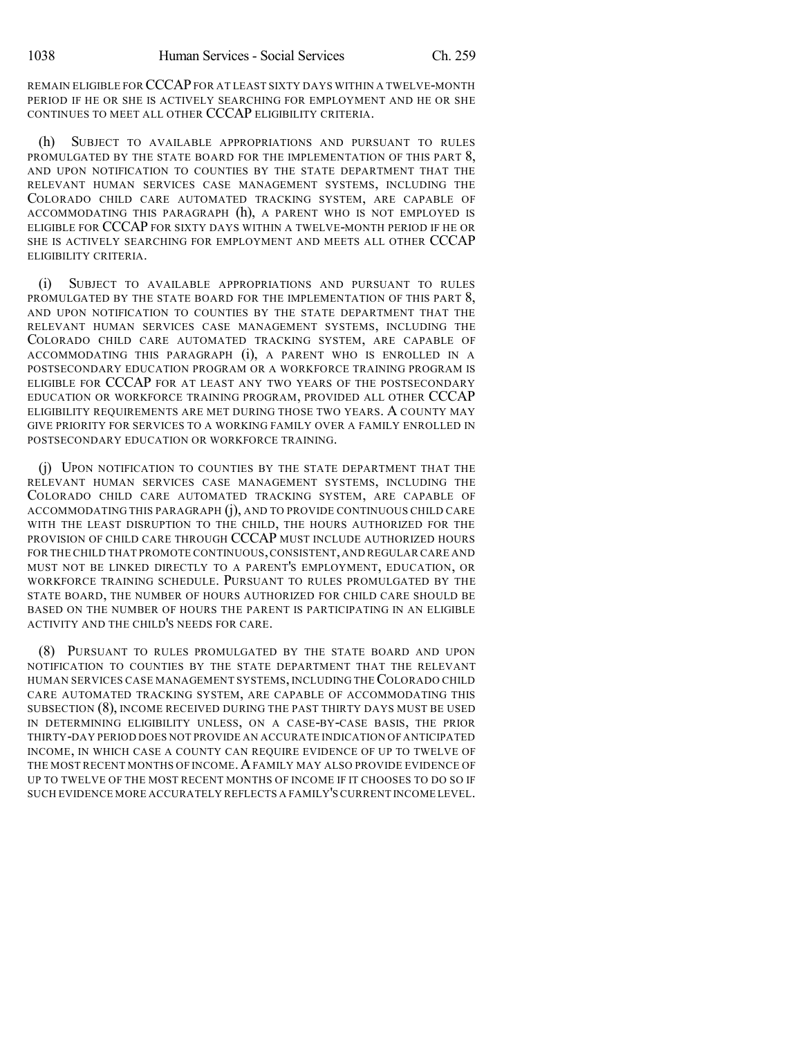REMAIN ELIGIBLE FOR CCCAP FOR AT LEAST SIXTY DAYS WITHIN A TWELVE-MONTH PERIOD IF HE OR SHE IS ACTIVELY SEARCHING FOR EMPLOYMENT AND HE OR SHE CONTINUES TO MEET ALL OTHER CCCAP ELIGIBILITY CRITERIA.

(h) SUBJECT TO AVAILABLE APPROPRIATIONS AND PURSUANT TO RULES PROMULGATED BY THE STATE BOARD FOR THE IMPLEMENTATION OF THIS PART 8, AND UPON NOTIFICATION TO COUNTIES BY THE STATE DEPARTMENT THAT THE RELEVANT HUMAN SERVICES CASE MANAGEMENT SYSTEMS, INCLUDING THE COLORADO CHILD CARE AUTOMATED TRACKING SYSTEM, ARE CAPABLE OF ACCOMMODATING THIS PARAGRAPH (h), A PARENT WHO IS NOT EMPLOYED IS ELIGIBLE FOR CCCAP FOR SIXTY DAYS WITHIN A TWELVE-MONTH PERIOD IF HE OR SHE IS ACTIVELY SEARCHING FOR EMPLOYMENT AND MEETS ALL OTHER CCCAP ELIGIBILITY CRITERIA.

(i) SUBJECT TO AVAILABLE APPROPRIATIONS AND PURSUANT TO RULES PROMULGATED BY THE STATE BOARD FOR THE IMPLEMENTATION OF THIS PART 8, AND UPON NOTIFICATION TO COUNTIES BY THE STATE DEPARTMENT THAT THE RELEVANT HUMAN SERVICES CASE MANAGEMENT SYSTEMS, INCLUDING THE COLORADO CHILD CARE AUTOMATED TRACKING SYSTEM, ARE CAPABLE OF ACCOMMODATING THIS PARAGRAPH (i), A PARENT WHO IS ENROLLED IN A POSTSECONDARY EDUCATION PROGRAM OR A WORKFORCE TRAINING PROGRAM IS ELIGIBLE FOR CCCAP FOR AT LEAST ANY TWO YEARS OF THE POSTSECONDARY EDUCATION OR WORKFORCE TRAINING PROGRAM, PROVIDED ALL OTHER CCCAP ELIGIBILITY REQUIREMENTS ARE MET DURING THOSE TWO YEARS. A COUNTY MAY GIVE PRIORITY FOR SERVICES TO A WORKING FAMILY OVER A FAMILY ENROLLED IN POSTSECONDARY EDUCATION OR WORKFORCE TRAINING.

(j) UPON NOTIFICATION TO COUNTIES BY THE STATE DEPARTMENT THAT THE RELEVANT HUMAN SERVICES CASE MANAGEMENT SYSTEMS, INCLUDING THE COLORADO CHILD CARE AUTOMATED TRACKING SYSTEM, ARE CAPABLE OF ACCOMMODATING THIS PARAGRAPH (j), AND TO PROVIDE CONTINUOUS CHILD CARE WITH THE LEAST DISRUPTION TO THE CHILD, THE HOURS AUTHORIZED FOR THE PROVISION OF CHILD CARE THROUGH CCCAP MUST INCLUDE AUTHORIZED HOURS FOR THE CHILD THAT PROMOTE CONTINUOUS, CONSISTENT, AND REGULAR CARE AND MUST NOT BE LINKED DIRECTLY TO A PARENT'S EMPLOYMENT, EDUCATION, OR WORKFORCE TRAINING SCHEDULE. PURSUANT TO RULES PROMULGATED BY THE STATE BOARD, THE NUMBER OF HOURS AUTHORIZED FOR CHILD CARE SHOULD BE BASED ON THE NUMBER OF HOURS THE PARENT IS PARTICIPATING IN AN ELIGIBLE ACTIVITY AND THE CHILD'S NEEDS FOR CARE.

(8) PURSUANT TO RULES PROMULGATED BY THE STATE BOARD AND UPON NOTIFICATION TO COUNTIES BY THE STATE DEPARTMENT THAT THE RELEVANT HUMAN SERVICES CASE MANAGEMENT SYSTEMS, INCLUDING THE COLORADO CHILD CARE AUTOMATED TRACKING SYSTEM, ARE CAPABLE OF ACCOMMODATING THIS SUBSECTION (8), INCOME RECEIVED DURING THE PAST THIRTY DAYS MUST BE USED IN DETERMINING ELIGIBILITY UNLESS, ON A CASE-BY-CASE BASIS, THE PRIOR THIRTY-DAY PERIOD DOES NOT PROVIDE AN ACCURATE INDICATION OF ANTICIPATED INCOME, IN WHICH CASE A COUNTY CAN REQUIRE EVIDENCE OF UP TO TWELVE OF THE MOST RECENT MONTHS OF INCOME. A FAMILY MAY ALSO PROVIDE EVIDENCE OF UP TO TWELVE OF THE MOST RECENT MONTHS OF INCOME IF IT CHOOSES TO DO SO IF SUCH EVIDENCE MORE ACCURATELY REFLECTS A FAMILY'S CURRENT INCOME LEVEL.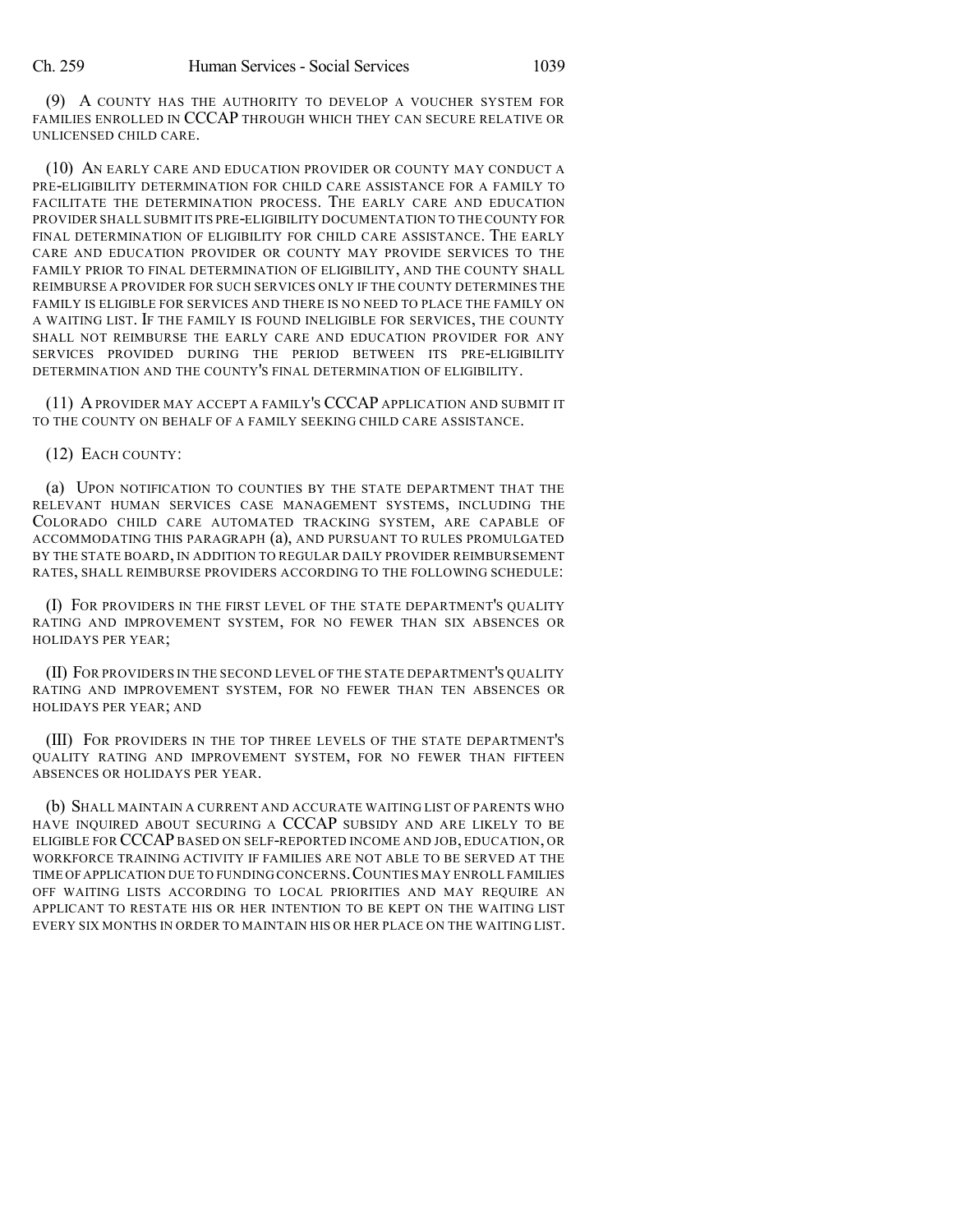(9) A COUNTY HAS THE AUTHORITY TO DEVELOP A VOUCHER SYSTEM FOR FAMILIES ENROLLED IN CCCAP THROUGH WHICH THEY CAN SECURE RELATIVE OR UNLICENSED CHILD CARE.

(10) AN EARLY CARE AND EDUCATION PROVIDER OR COUNTY MAY CONDUCT A PRE-ELIGIBILITY DETERMINATION FOR CHILD CARE ASSISTANCE FOR A FAMILY TO FACILITATE THE DETERMINATION PROCESS. THE EARLY CARE AND EDUCATION PROVIDER SHALL SUBMIT ITS PRE-ELIGIBILITY DOCUMENTATION TO THE COUNTY FOR FINAL DETERMINATION OF ELIGIBILITY FOR CHILD CARE ASSISTANCE. THE EARLY CARE AND EDUCATION PROVIDER OR COUNTY MAY PROVIDE SERVICES TO THE FAMILY PRIOR TO FINAL DETERMINATION OF ELIGIBILITY, AND THE COUNTY SHALL REIMBURSE A PROVIDER FOR SUCH SERVICES ONLY IF THE COUNTY DETERMINES THE FAMILY IS ELIGIBLE FOR SERVICES AND THERE IS NO NEED TO PLACE THE FAMILY ON A WAITING LIST. IF THE FAMILY IS FOUND INELIGIBLE FOR SERVICES, THE COUNTY SHALL NOT REIMBURSE THE EARLY CARE AND EDUCATION PROVIDER FOR ANY SERVICES PROVIDED DURING THE PERIOD BETWEEN ITS PRE-ELIGIBILITY DETERMINATION AND THE COUNTY'S FINAL DETERMINATION OF ELIGIBILITY.

(11) A PROVIDER MAY ACCEPT A FAMILY'S CCCAP APPLICATION AND SUBMIT IT TO THE COUNTY ON BEHALF OF A FAMILY SEEKING CHILD CARE ASSISTANCE.

(12) EACH COUNTY:

(a) UPON NOTIFICATION TO COUNTIES BY THE STATE DEPARTMENT THAT THE RELEVANT HUMAN SERVICES CASE MANAGEMENT SYSTEMS, INCLUDING THE COLORADO CHILD CARE AUTOMATED TRACKING SYSTEM, ARE CAPABLE OF ACCOMMODATING THIS PARAGRAPH (a), AND PURSUANT TO RULES PROMULGATED BY THE STATE BOARD, IN ADDITION TO REGULAR DAILY PROVIDER REIMBURSEMENT RATES, SHALL REIMBURSE PROVIDERS ACCORDING TO THE FOLLOWING SCHEDULE:

(I) FOR PROVIDERS IN THE FIRST LEVEL OF THE STATE DEPARTMENT'S QUALITY RATING AND IMPROVEMENT SYSTEM, FOR NO FEWER THAN SIX ABSENCES OR HOLIDAYS PER YEAR;

(II) FOR PROVIDERS IN THE SECOND LEVEL OF THE STATE DEPARTMENT'S QUALITY RATING AND IMPROVEMENT SYSTEM, FOR NO FEWER THAN TEN ABSENCES OR HOLIDAYS PER YEAR; AND

(III) FOR PROVIDERS IN THE TOP THREE LEVELS OF THE STATE DEPARTMENT'S QUALITY RATING AND IMPROVEMENT SYSTEM, FOR NO FEWER THAN FIFTEEN ABSENCES OR HOLIDAYS PER YEAR.

(b) SHALL MAINTAIN A CURRENT AND ACCURATE WAITING LIST OF PARENTS WHO HAVE INQUIRED ABOUT SECURING A CCCAP SUBSIDY AND ARE LIKELY TO BE ELIGIBLE FOR CCCAP BASED ON SELF-REPORTED INCOME AND JOB, EDUCATION, OR WORKFORCE TRAINING ACTIVITY IF FAMILIES ARE NOT ABLE TO BE SERVED AT THE TIME OF APPLICATION DUE TO FUNDING CONCERNS. COUNTIES MAY ENROLL FAMILIES OFF WAITING LISTS ACCORDING TO LOCAL PRIORITIES AND MAY REQUIRE AN APPLICANT TO RESTATE HIS OR HER INTENTION TO BE KEPT ON THE WAITING LIST EVERY SIX MONTHS IN ORDER TO MAINTAIN HIS OR HER PLACE ON THE WAITING LIST.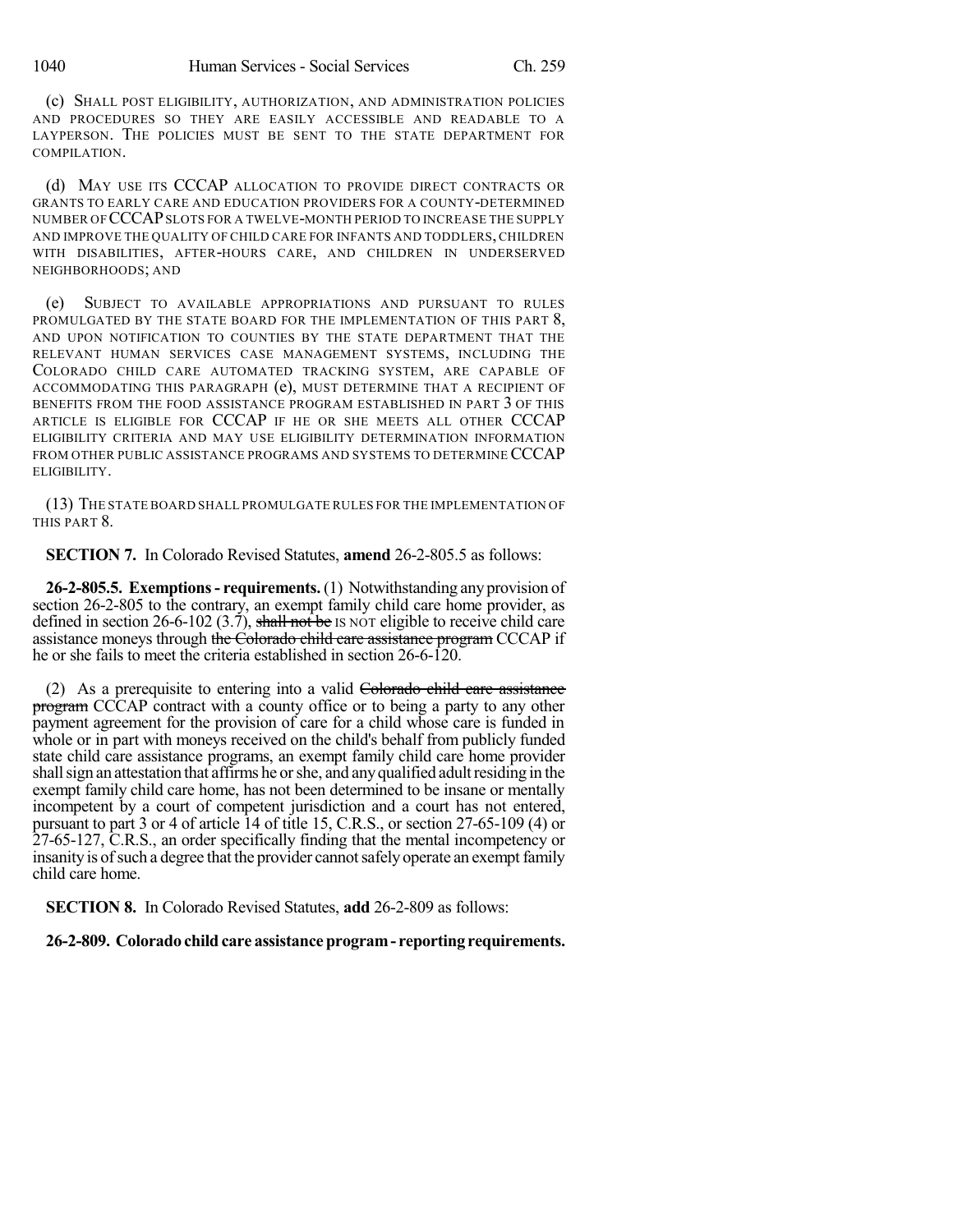(c) SHALL POST ELIGIBILITY, AUTHORIZATION, AND ADMINISTRATION POLICIES AND PROCEDURES SO THEY ARE EASILY ACCESSIBLE AND READABLE TO A LAYPERSON. THE POLICIES MUST BE SENT TO THE STATE DEPARTMENT FOR COMPILATION.

(d) MAY USE ITS CCCAP ALLOCATION TO PROVIDE DIRECT CONTRACTS OR GRANTS TO EARLY CARE AND EDUCATION PROVIDERS FOR A COUNTY-DETERMINED NUMBER OF CCCAP SLOTS FOR A TWELVE-MONTH PERIOD TO INCREASE THE SUPPLY AND IMPROVE THE QUALITY OF CHILD CARE FOR INFANTS AND TODDLERS, CHILDREN WITH DISABILITIES, AFTER-HOURS CARE, AND CHILDREN IN UNDERSERVED NEIGHBORHOODS; AND

(e) SUBJECT TO AVAILABLE APPROPRIATIONS AND PURSUANT TO RULES PROMULGATED BY THE STATE BOARD FOR THE IMPLEMENTATION OF THIS PART 8, AND UPON NOTIFICATION TO COUNTIES BY THE STATE DEPARTMENT THAT THE RELEVANT HUMAN SERVICES CASE MANAGEMENT SYSTEMS, INCLUDING THE COLORADO CHILD CARE AUTOMATED TRACKING SYSTEM, ARE CAPABLE OF ACCOMMODATING THIS PARAGRAPH (e), MUST DETERMINE THAT A RECIPIENT OF BENEFITS FROM THE FOOD ASSISTANCE PROGRAM ESTABLISHED IN PART 3 OF THIS ARTICLE IS ELIGIBLE FOR CCCAP IF HE OR SHE MEETS ALL OTHER CCCAP ELIGIBILITY CRITERIA AND MAY USE ELIGIBILITY DETERMINATION INFORMATION FROM OTHER PUBLIC ASSISTANCE PROGRAMS AND SYSTEMS TO DETERMINE CCCAP ELIGIBILITY.

(13) THE STATE BOARD SHALL PROMULGATE RULES FOR THE IMPLEMENTATION OF THIS PART 8.

**SECTION 7.** In Colorado Revised Statutes, **amend** 26-2-805.5 as follows:

**26-2-805.5. Exemptions - requirements.** (1) Notwithstanding any provision of section 26-2-805 to the contrary, an exempt family child care home provider, as defined in section 26-6-102 (3.7), ~~shall not be~~ IS NOT eligible to receive child care assistance moneys through ~~the Colorado child care assistance program~~ CCCAP if he or she fails to meet the criteria established in section 26-6-120.

(2) As a prerequisite to entering into a valid ~~Colorado child care assistance program~~ CCCAP contract with a county office or to being a party to any other payment agreement for the provision of care for a child whose care is funded in whole or in part with moneys received on the child's behalf from publicly funded state child care assistance programs, an exempt family child care home provider shall sign an attestation that affirms he or she, and any qualified adult residing in the exempt family child care home, has not been determined to be insane or mentally incompetent by a court of competent jurisdiction and a court has not entered, pursuant to part 3 or 4 of article 14 of title 15, C.R.S., or section 27-65-109 (4) or 27-65-127, C.R.S., an order specifically finding that the mental incompetency or insanity is of such a degree that the provider cannot safely operate an exempt family child care home.

**SECTION 8.** In Colorado Revised Statutes, **add** 26-2-809 as follows:

**26-2-809. Colorado child care assistance program - reporting requirements.**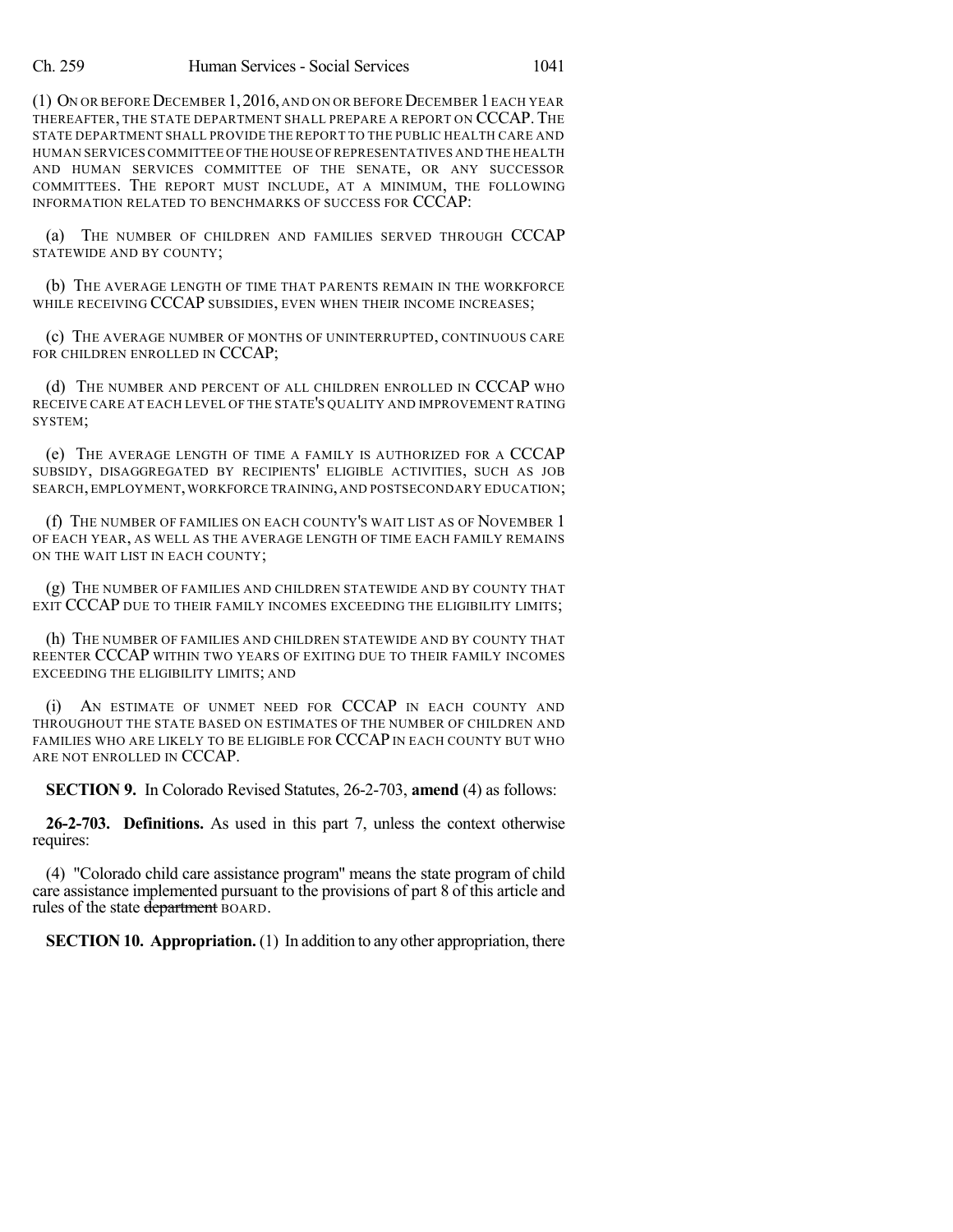(1) ON OR BEFORE DECEMBER 1, 2016, AND ON OR BEFORE DECEMBER 1 EACH YEAR THEREAFTER, THE STATE DEPARTMENT SHALL PREPARE A REPORT ON CCCAP. THE STATE DEPARTMENT SHALL PROVIDE THE REPORT TO THE PUBLIC HEALTH CARE AND HUMAN SERVICES COMMITTEE OF THE HOUSE OF REPRESENTATIVES AND THE HEALTH AND HUMAN SERVICES COMMITTEE OF THE SENATE, OR ANY SUCCESSOR COMMITTEES. THE REPORT MUST INCLUDE, AT A MINIMUM, THE FOLLOWING INFORMATION RELATED TO BENCHMARKS OF SUCCESS FOR CCCAP:

(a) THE NUMBER OF CHILDREN AND FAMILIES SERVED THROUGH CCCAP STATEWIDE AND BY COUNTY;

(b) THE AVERAGE LENGTH OF TIME THAT PARENTS REMAIN IN THE WORKFORCE WHILE RECEIVING CCCAP SUBSIDIES, EVEN WHEN THEIR INCOME INCREASES;

(c) THE AVERAGE NUMBER OF MONTHS OF UNINTERRUPTED, CONTINUOUS CARE FOR CHILDREN ENROLLED IN CCCAP;

(d) THE NUMBER AND PERCENT OF ALL CHILDREN ENROLLED IN CCCAP WHO RECEIVE CARE AT EACH LEVEL OF THE STATE'S QUALITY AND IMPROVEMENT RATING SYSTEM;

(e) THE AVERAGE LENGTH OF TIME A FAMILY IS AUTHORIZED FOR A CCCAP SUBSIDY, DISAGGREGATED BY RECIPIENTS' ELIGIBLE ACTIVITIES, SUCH AS JOB SEARCH, EMPLOYMENT, WORKFORCE TRAINING, AND POSTSECONDARY EDUCATION;

(f) THE NUMBER OF FAMILIES ON EACH COUNTY'S WAIT LIST AS OF NOVEMBER 1 OF EACH YEAR, AS WELL AS THE AVERAGE LENGTH OF TIME EACH FAMILY REMAINS ON THE WAIT LIST IN EACH COUNTY;

(g) THE NUMBER OF FAMILIES AND CHILDREN STATEWIDE AND BY COUNTY THAT EXIT CCCAP DUE TO THEIR FAMILY INCOMES EXCEEDING THE ELIGIBILITY LIMITS;

(h) THE NUMBER OF FAMILIES AND CHILDREN STATEWIDE AND BY COUNTY THAT REENTER CCCAP WITHIN TWO YEARS OF EXITING DUE TO THEIR FAMILY INCOMES EXCEEDING THE ELIGIBILITY LIMITS; AND

(i) AN ESTIMATE OF UNMET NEED FOR CCCAP IN EACH COUNTY AND THROUGHOUT THE STATE BASED ON ESTIMATES OF THE NUMBER OF CHILDREN AND FAMILIES WHO ARE LIKELY TO BE ELIGIBLE FOR CCCAP IN EACH COUNTY BUT WHO ARE NOT ENROLLED IN CCCAP.

**SECTION 9.** In Colorado Revised Statutes, 26-2-703, **amend** (4) as follows:

**26-2-703. Definitions.** As used in this part 7, unless the context otherwise requires:

(4) "Colorado child care assistance program" means the state program of child care assistance implemented pursuant to the provisions of part 8 of this article and rules of the state ~~department~~ BOARD.

**SECTION 10. Appropriation.** (1) In addition to any other appropriation, there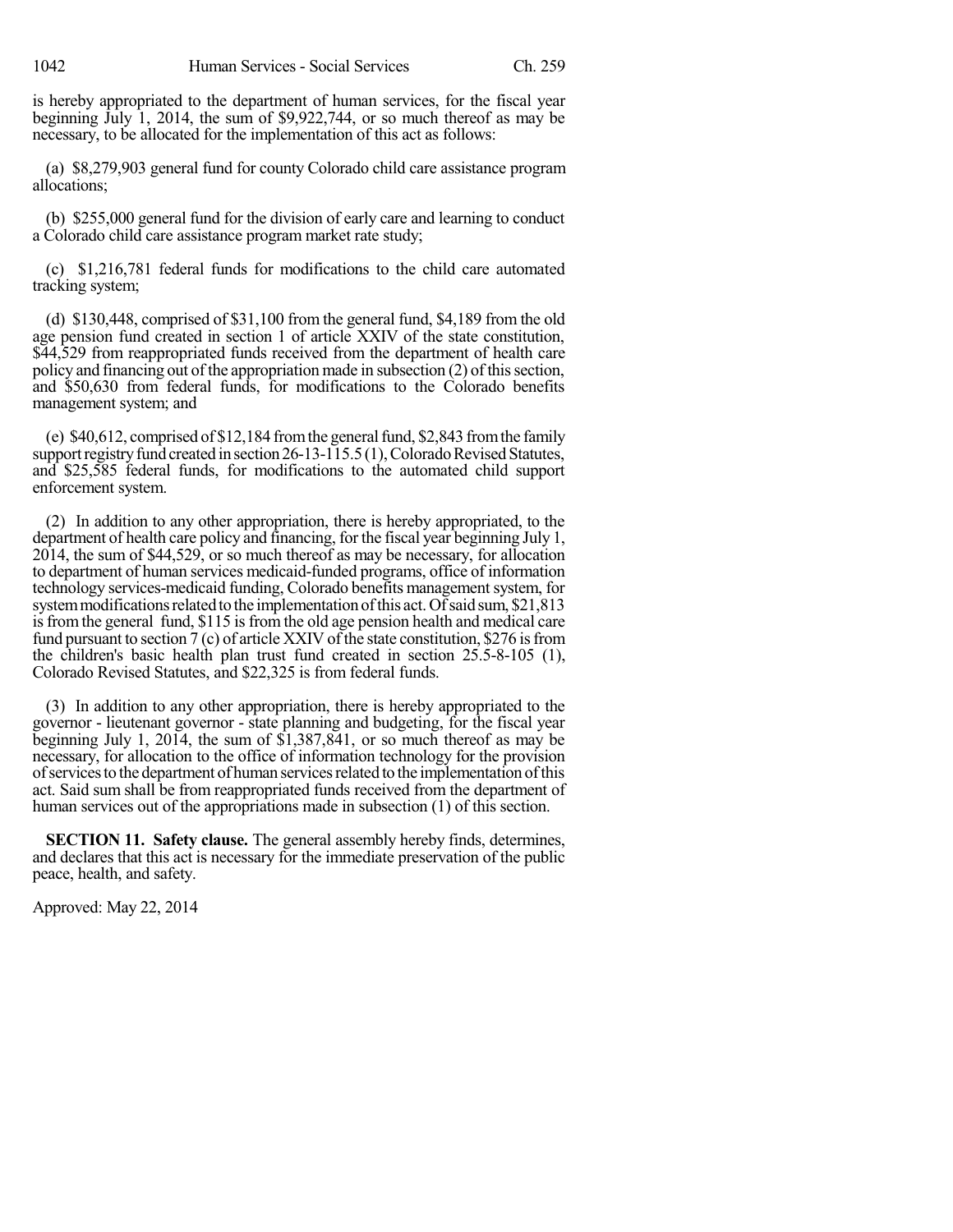is hereby appropriated to the department of human services, for the fiscal year beginning July 1, 2014, the sum of $9,922,744, or so much thereof as may be necessary, to be allocated for the implementation of this act as follows:

(a) $8,279,903 general fund for county Colorado child care assistance program allocations;

(b) $255,000 general fund for the division of early care and learning to conduct a Colorado child care assistance program market rate study;

(c) $1,216,781 federal funds for modifications to the child care automated tracking system;

(d) $130,448, comprised of $31,100 from the general fund, $4,189 from the old age pension fund created in section 1 of article XXIV of the state constitution, $44,529 from reappropriated funds received from the department of health care policy and financing out of the appropriation made in subsection (2) of this section, and $50,630 from federal funds, for modifications to the Colorado benefits management system; and

(e) $40,612, comprised of $12,184 from the general fund, $2,843 from the family support registry fund created in section 26-13-115.5 (1), Colorado Revised Statutes, and $25,585 federal funds, for modifications to the automated child support enforcement system.

(2) In addition to any other appropriation, there is hereby appropriated, to the department of health care policy and financing, for the fiscal year beginning July 1, 2014, the sum of $44,529, or so much thereof as may be necessary, for allocation to department of human services medicaid-funded programs, office of information technology services-medicaid funding, Colorado benefits management system, for system modifications related to the implementation of this act. Of said sum, $21,813 is from the general fund, $115 is from the old age pension health and medical care fund pursuant to section 7 (c) of article XXIV of the state constitution, $276 is from the children's basic health plan trust fund created in section 25.5-8-105 (1), Colorado Revised Statutes, and $22,325 is from federal funds.

(3) In addition to any other appropriation, there is hereby appropriated to the governor - lieutenant governor - state planning and budgeting, for the fiscal year beginning July 1, 2014, the sum of $1,387,841, or so much thereof as may be necessary, for allocation to the office of information technology for the provision of services to the department of human services related to the implementation of this act. Said sum shall be from reappropriated funds received from the department of human services out of the appropriations made in subsection (1) of this section.

**SECTION 11. Safety clause.** The general assembly hereby finds, determines, and declares that this act is necessary for the immediate preservation of the public peace, health, and safety.

Approved: May 22, 2014